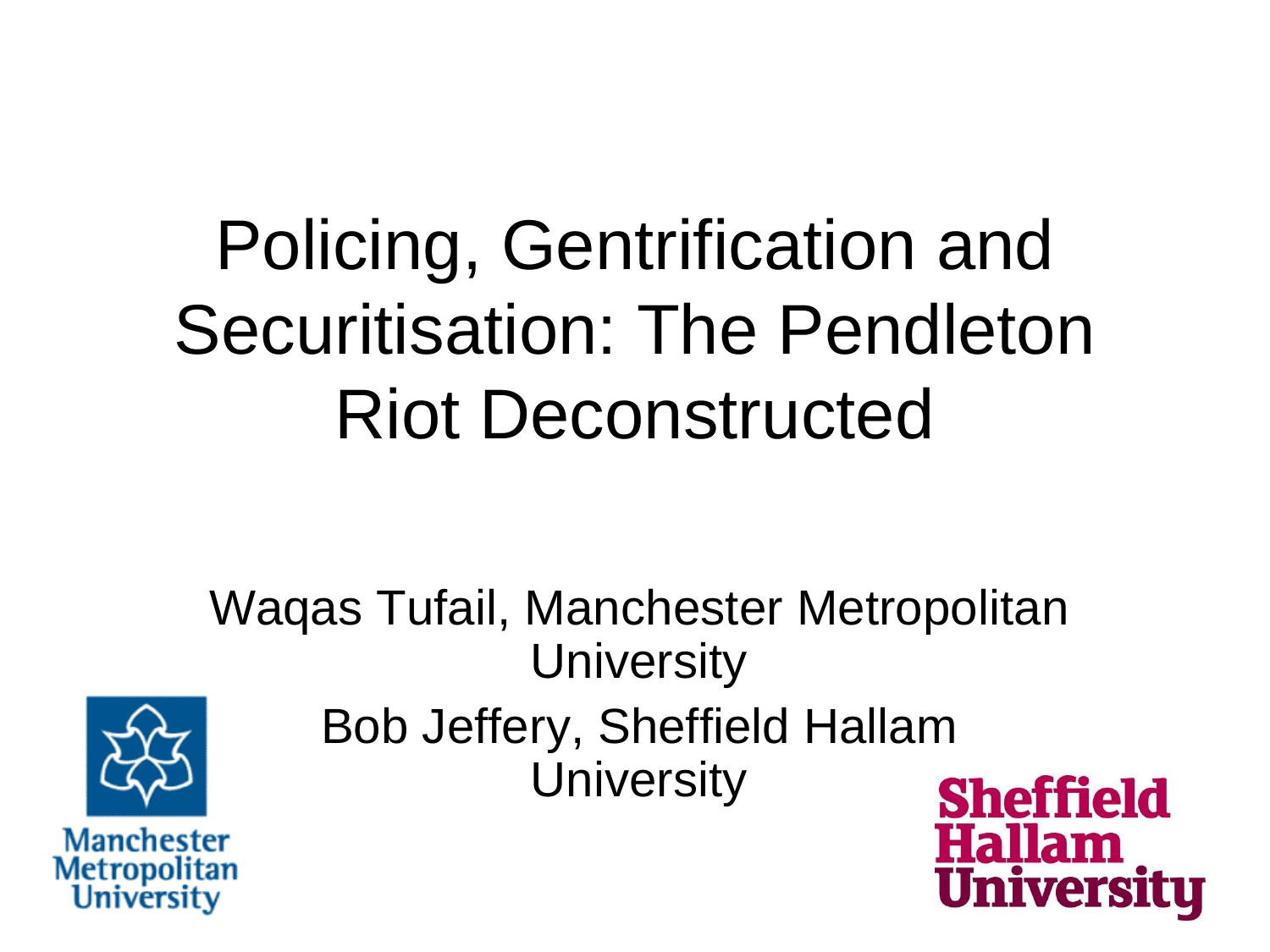# Policing, Gentrification and Securitisation: The Pendleton Riot Deconstructed

Waqas Tufail, Manchester Metropolitan University

Bob Jeffery, Sheffield Hallam University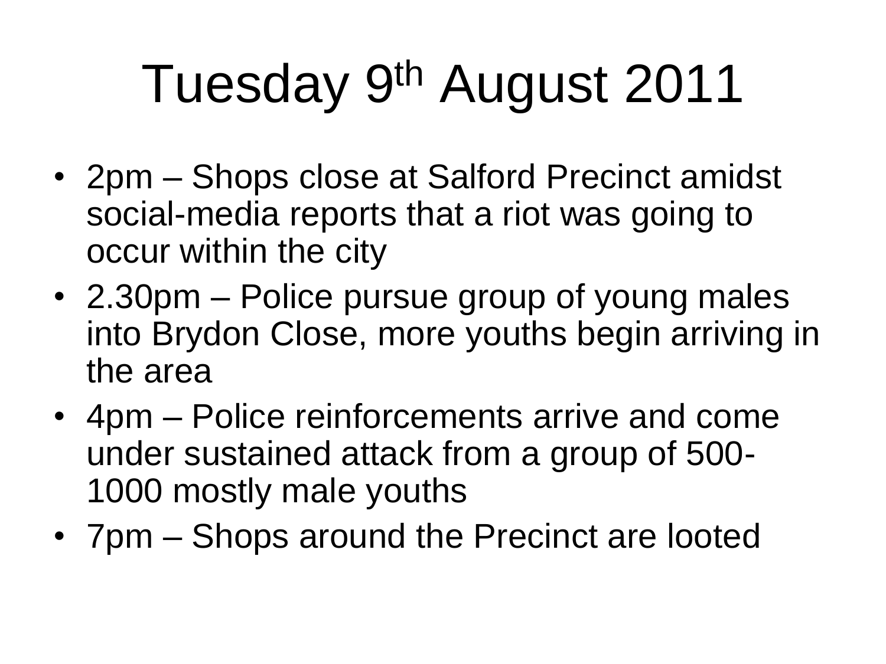# Tuesday 9th August 2011

- 2pm – Shops close at Salford Precinct amidst social-media reports that a riot was going to occur within the city
- 2.30pm – Police pursue group of young males into Brydon Close, more youths begin arriving in the area
- 4pm – Police reinforcements arrive and come under sustained attack from a group of 500-1000 mostly male youths
- 7pm – Shops around the Precinct are looted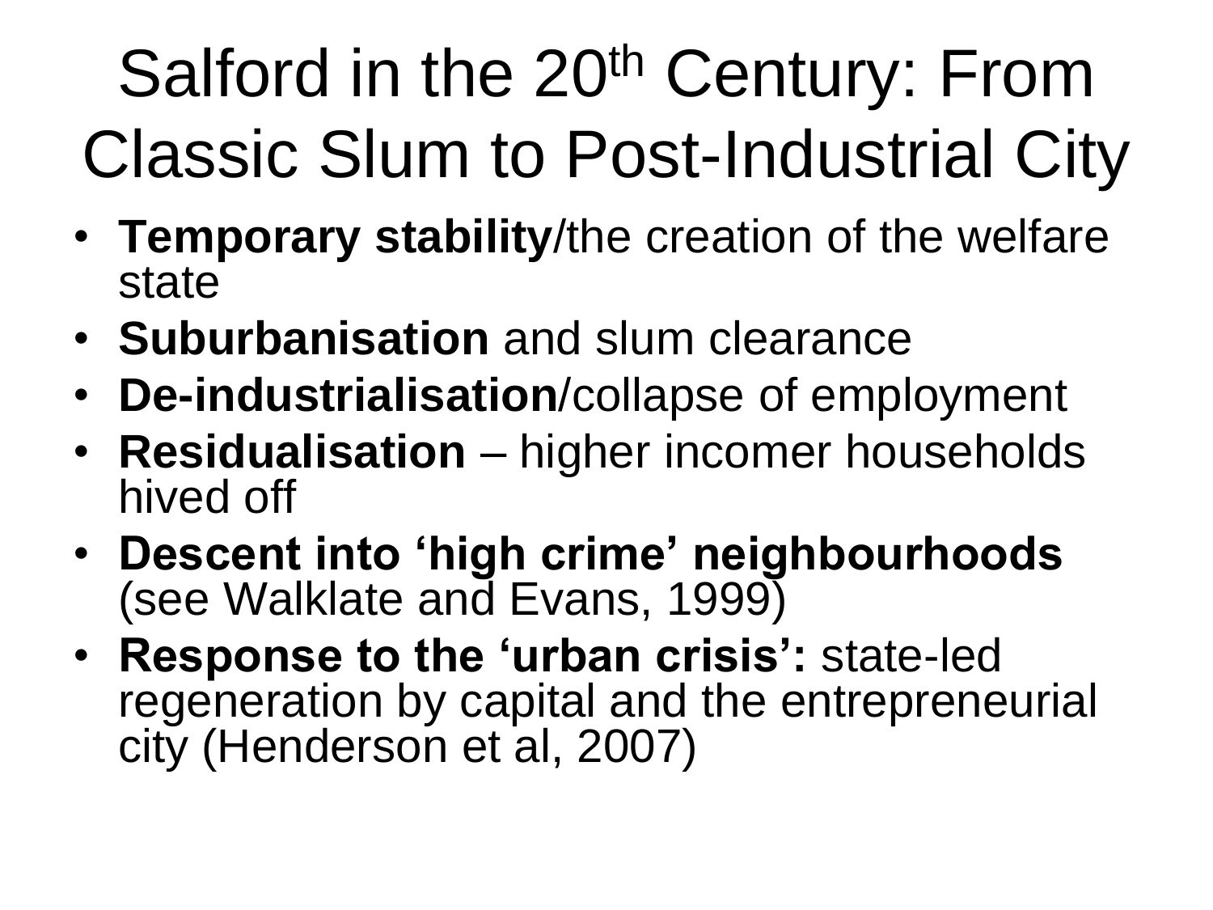# Salford in the 20th Century: From Classic Slum to Post-Industrial City

- **Temporary stability**/the creation of the welfare state
- **Suburbanisation** and slum clearance
- **De-industrialisation**/collapse of employment
- **Residualisation** – higher incomer households hived off
- **Descent into 'high crime' neighbourhoods** (see Walklate and Evans, 1999)
- **Response to the 'urban crisis':** state-led regeneration by capital and the entrepreneurial city (Henderson et al, 2007)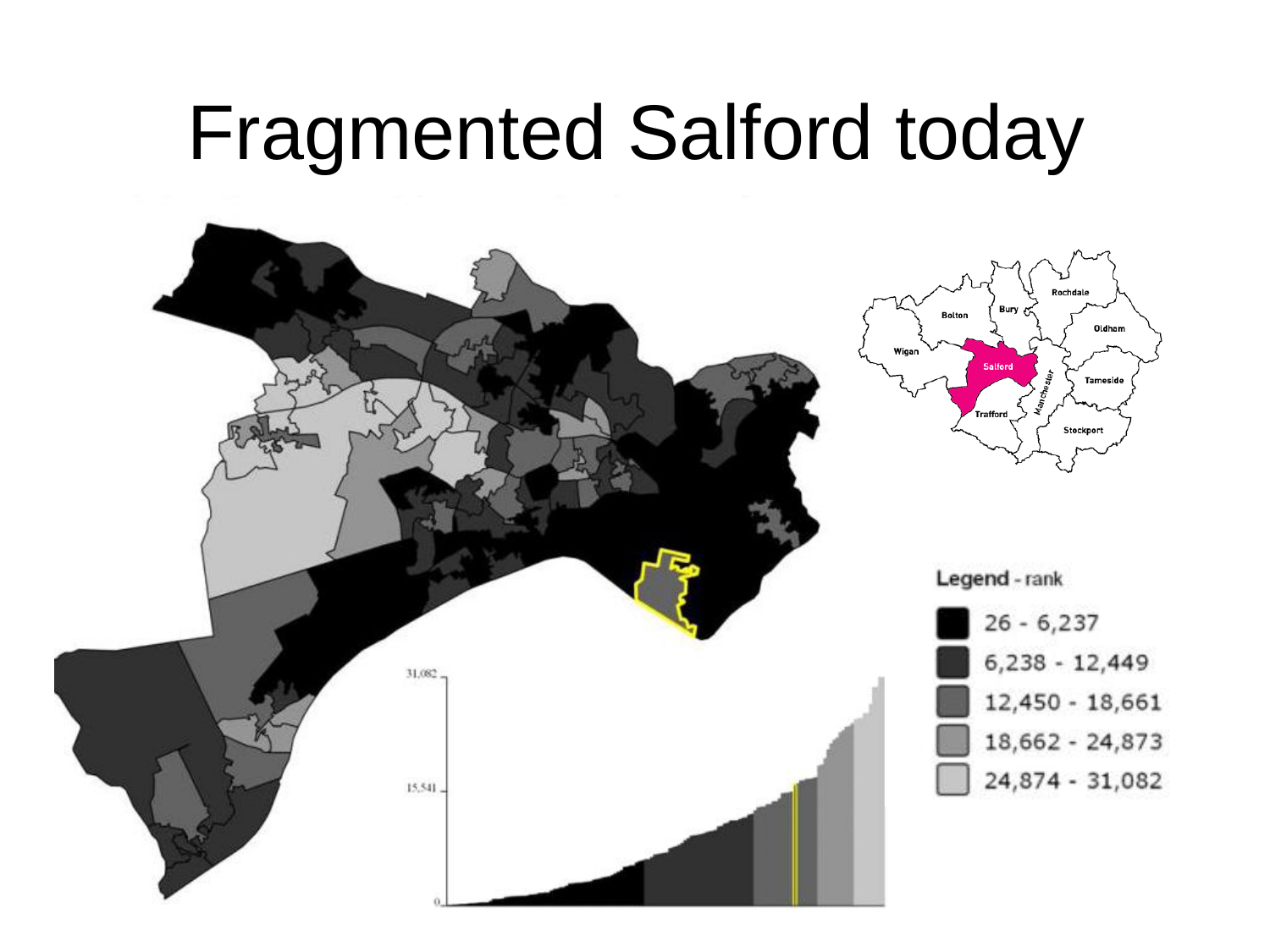# Fragmented Salford today

Legend - rank

- 26 - 6,237
- 6,238 - 12,449
- 12,450 - 18,661
- 18,662 - 24,873
- 24,874 - 31,082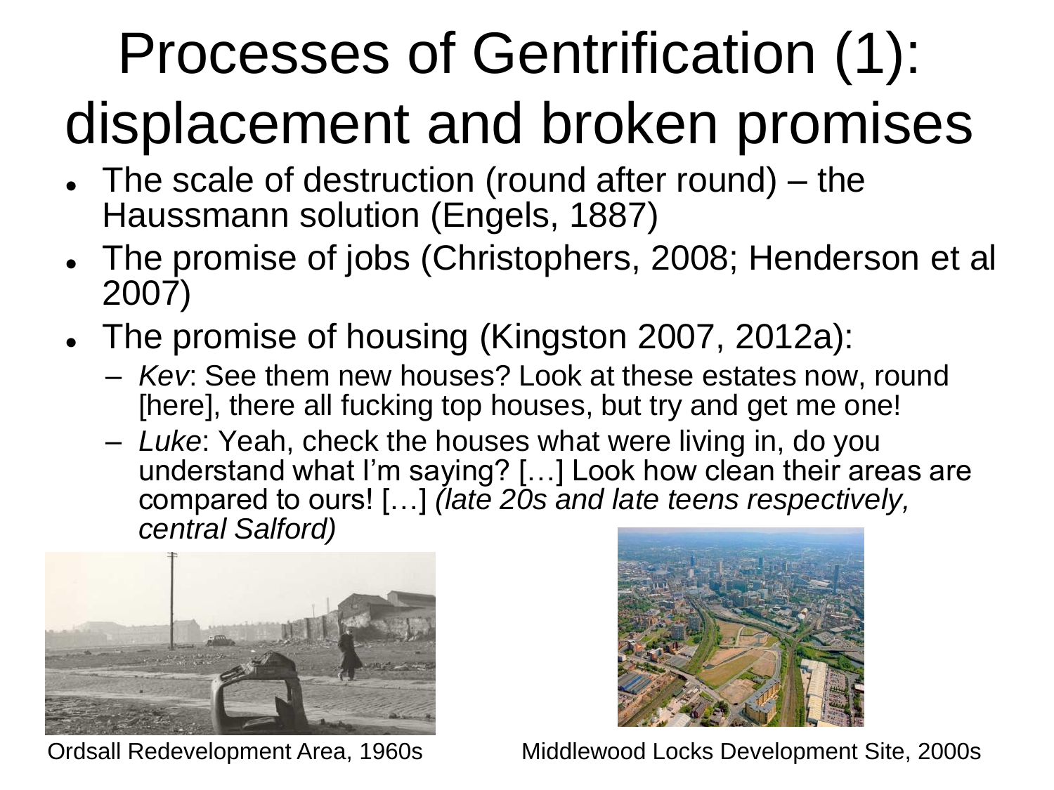# Processes of Gentrification (1): displacement and broken promises

- The scale of destruction (round after round) – the Haussmann solution (Engels, 1887)
- The promise of jobs (Christophers, 2008; Henderson et al 2007)
- The promise of housing (Kingston 2007, 2012a):
  - *Kev*: See them new houses? Look at these estates now, round [here], there all fucking top houses, but try and get me one!
  - *Luke*: Yeah, check the houses what were living in, do you understand what I'm saying? […] Look how clean their areas are compared to ours! […] *(late 20s and late teens respectively, central Salford)*

Ordsall Redevelopment Area, 1960s

Middlewood Locks Development Site, 2000s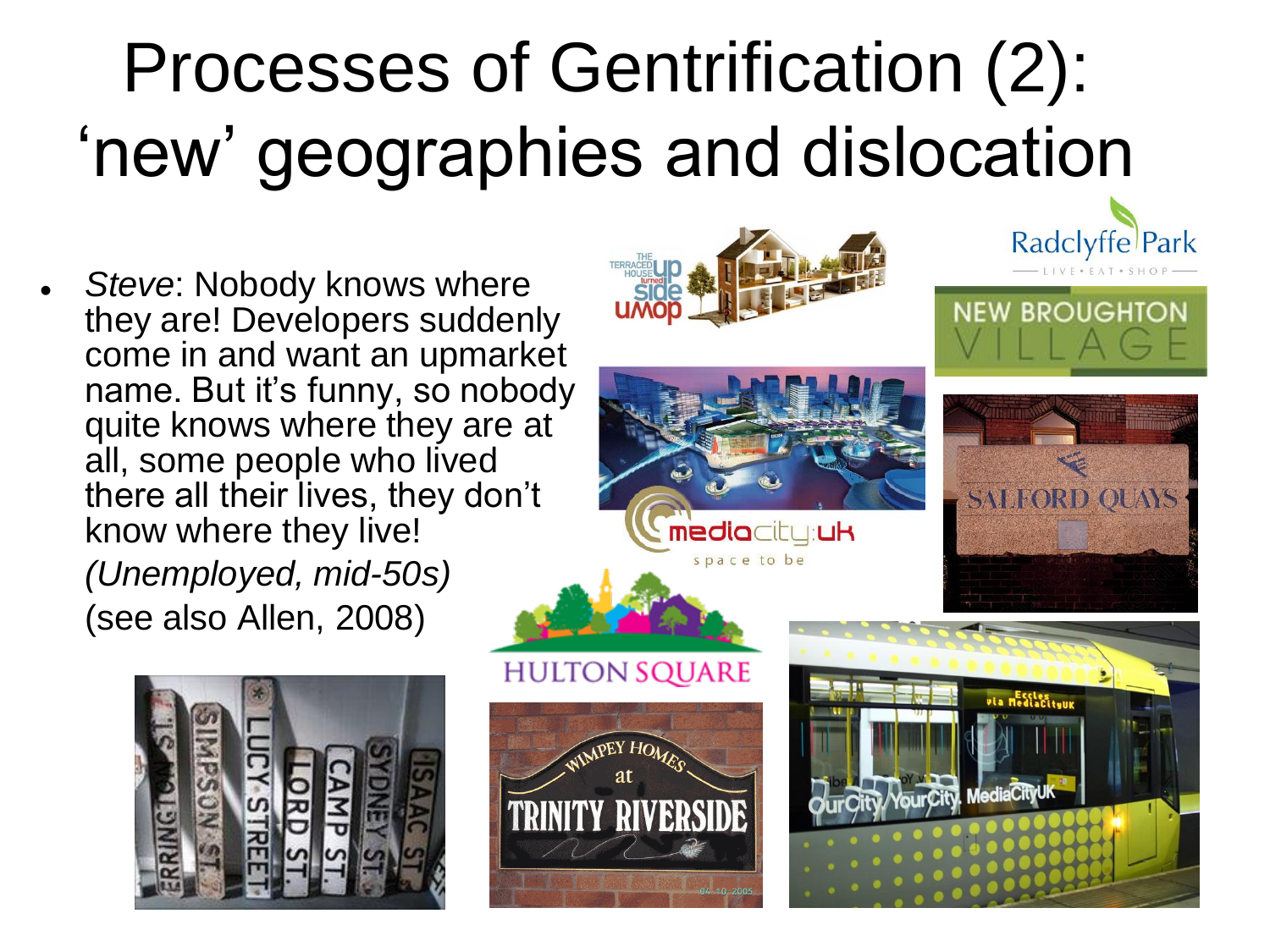# Processes of Gentrification (2): 'new' geographies and dislocation

- *Steve*: Nobody knows where they are! Developers suddenly come in and want an upmarket name. But it's funny, so nobody quite knows where they are at all, some people who lived there all their lives, they don't know where they live! *(Unemployed, mid-50s)* (see also Allen, 2008)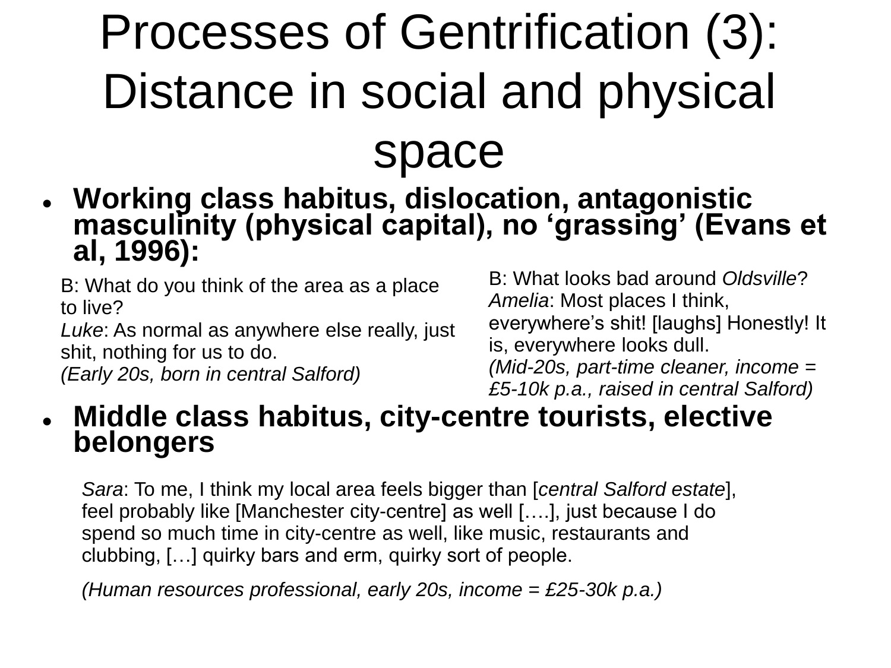# Processes of Gentrification (3): Distance in social and physical space

- **Working class habitus, dislocation, antagonistic masculinity (physical capital), no 'grassing' (Evans et al, 1996):**

B: What do you think of the area as a place to live?
*Luke*: As normal as anywhere else really, just shit, nothing for us to do.
*(Early 20s, born in central Salford)*

B: What looks bad around *Oldsville*?
*Amelia*: Most places I think, everywhere's shit! [laughs] Honestly! It is, everywhere looks dull.
*(Mid-20s, part-time cleaner, income = £5-10k p.a., raised in central Salford)*

- **Middle class habitus, city-centre tourists, elective belongers**

*Sara*: To me, I think my local area feels bigger than [*central Salford estate*], feel probably like [Manchester city-centre] as well [….], just because I do spend so much time in city-centre as well, like music, restaurants and clubbing, […] quirky bars and erm, quirky sort of people.

*(Human resources professional, early 20s, income = £25-30k p.a.)*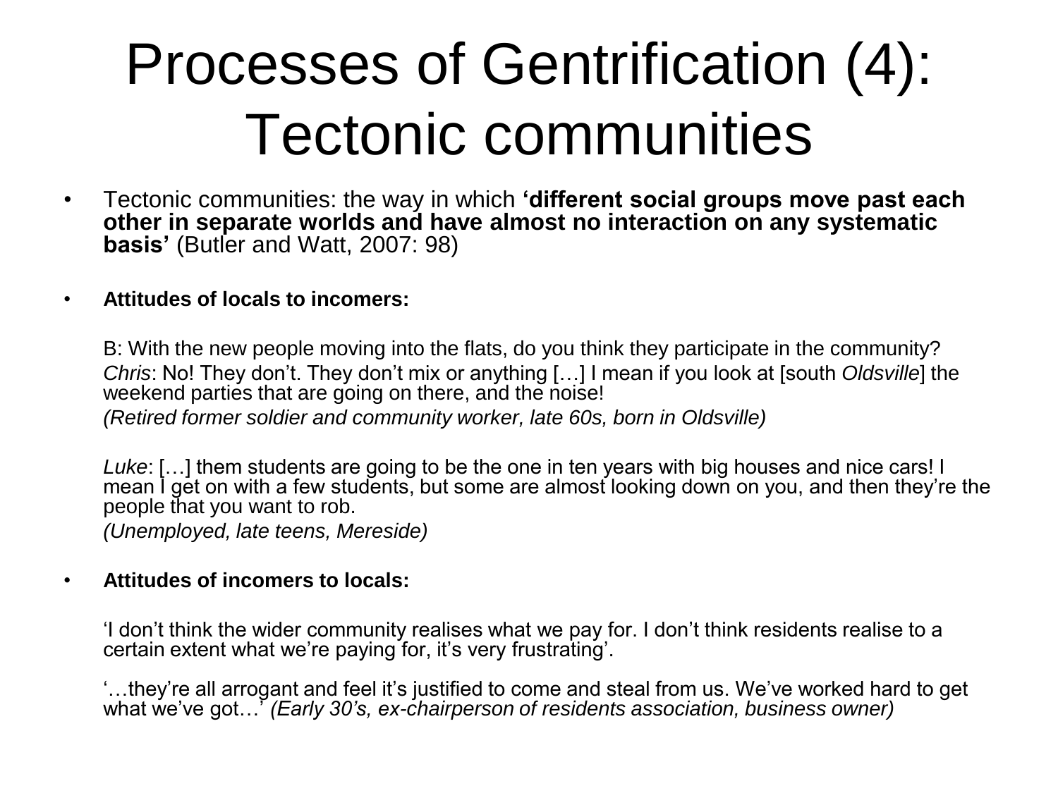# Processes of Gentrification (4): Tectonic communities

- Tectonic communities: the way in which **'different social groups move past each other in separate worlds and have almost no interaction on any systematic basis'** (Butler and Watt, 2007: 98)

- **Attitudes of locals to incomers:**

  B: With the new people moving into the flats, do you think they participate in the community?

  *Chris*: No! They don't. They don't mix or anything […] I mean if you look at [south *Oldsville*] the weekend parties that are going on there, and the noise!

  *(Retired former soldier and community worker, late 60s, born in Oldsville)*

  *Luke*: […] them students are going to be the one in ten years with big houses and nice cars! I mean I get on with a few students, but some are almost looking down on you, and then they're the people that you want to rob.

  *(Unemployed, late teens, Mereside)*

- **Attitudes of incomers to locals:**

  'I don't think the wider community realises what we pay for. I don't think residents realise to a certain extent what we're paying for, it's very frustrating'.

  '…they're all arrogant and feel it's justified to come and steal from us. We've worked hard to get what we've got…' *(Early 30's, ex-chairperson of residents association, business owner)*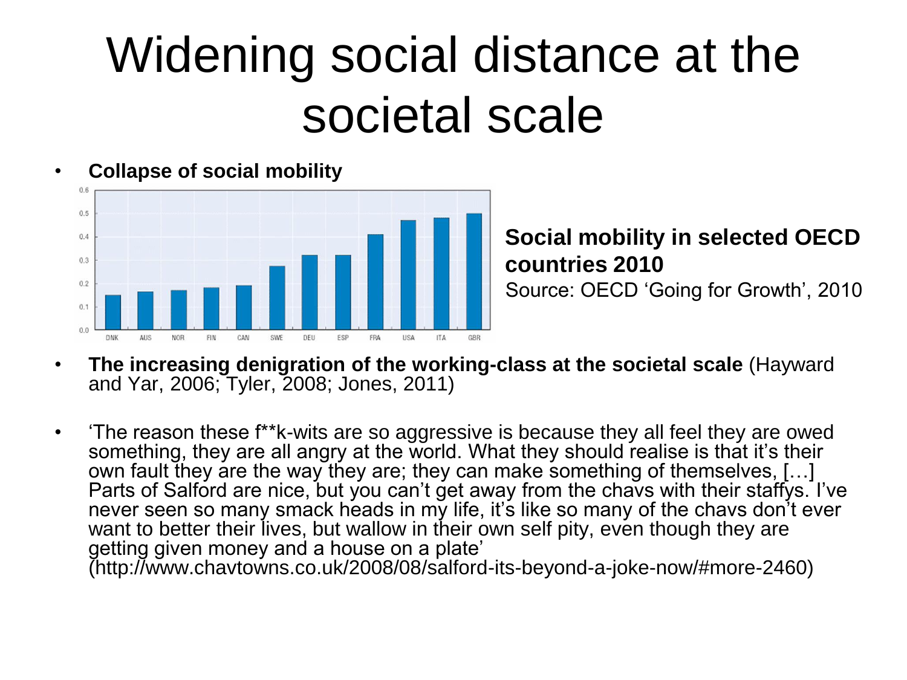# Widening social distance at the societal scale

- **Collapse of social mobility**

**Social mobility in selected OECD countries 2010**
Source: OECD 'Going for Growth', 2010

- **The increasing denigration of the working-class at the societal scale** (Hayward and Yar, 2006; Tyler, 2008; Jones, 2011)

- 'The reason these f**k-wits are so aggressive is because they all feel they are owed something, they are all angry at the world. What they should realise is that it's their own fault they are the way they are; they can make something of themselves, […] Parts of Salford are nice, but you can't get away from the chavs with their staffys. I've never seen so many smack heads in my life, it's like so many of the chavs don't ever want to better their lives, but wallow in their own self pity, even though they are getting given money and a house on a plate' (http://www.chavtowns.co.uk/2008/08/salford-its-beyond-a-joke-now/#more-2460)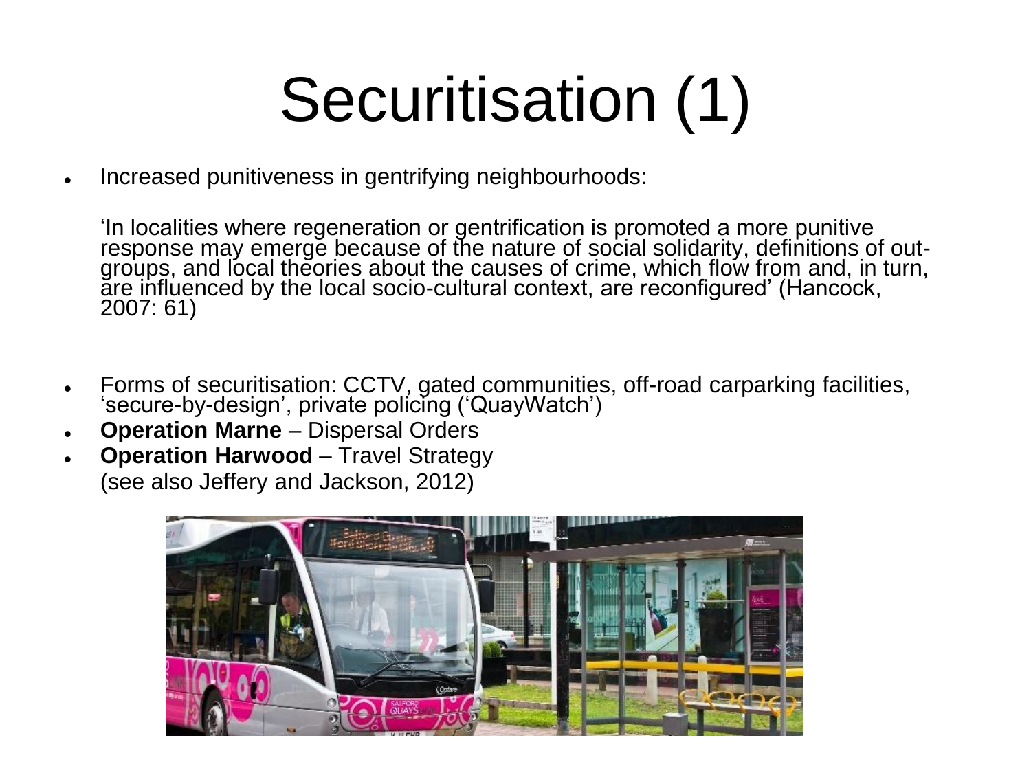# Securitisation (1)

- Increased punitiveness in gentrifying neighbourhoods:

  'In localities where regeneration or gentrification is promoted a more punitive response may emerge because of the nature of social solidarity, definitions of out-groups, and local theories about the causes of crime, which flow from and, in turn, are influenced by the local socio-cultural context, are reconfigured' (Hancock, 2007: 61)

- Forms of securitisation: CCTV, gated communities, off-road carparking facilities, 'secure-by-design', private policing ('QuayWatch')
- **Operation Marne** – Dispersal Orders
- **Operation Harwood** – Travel Strategy
  (see also Jeffery and Jackson, 2012)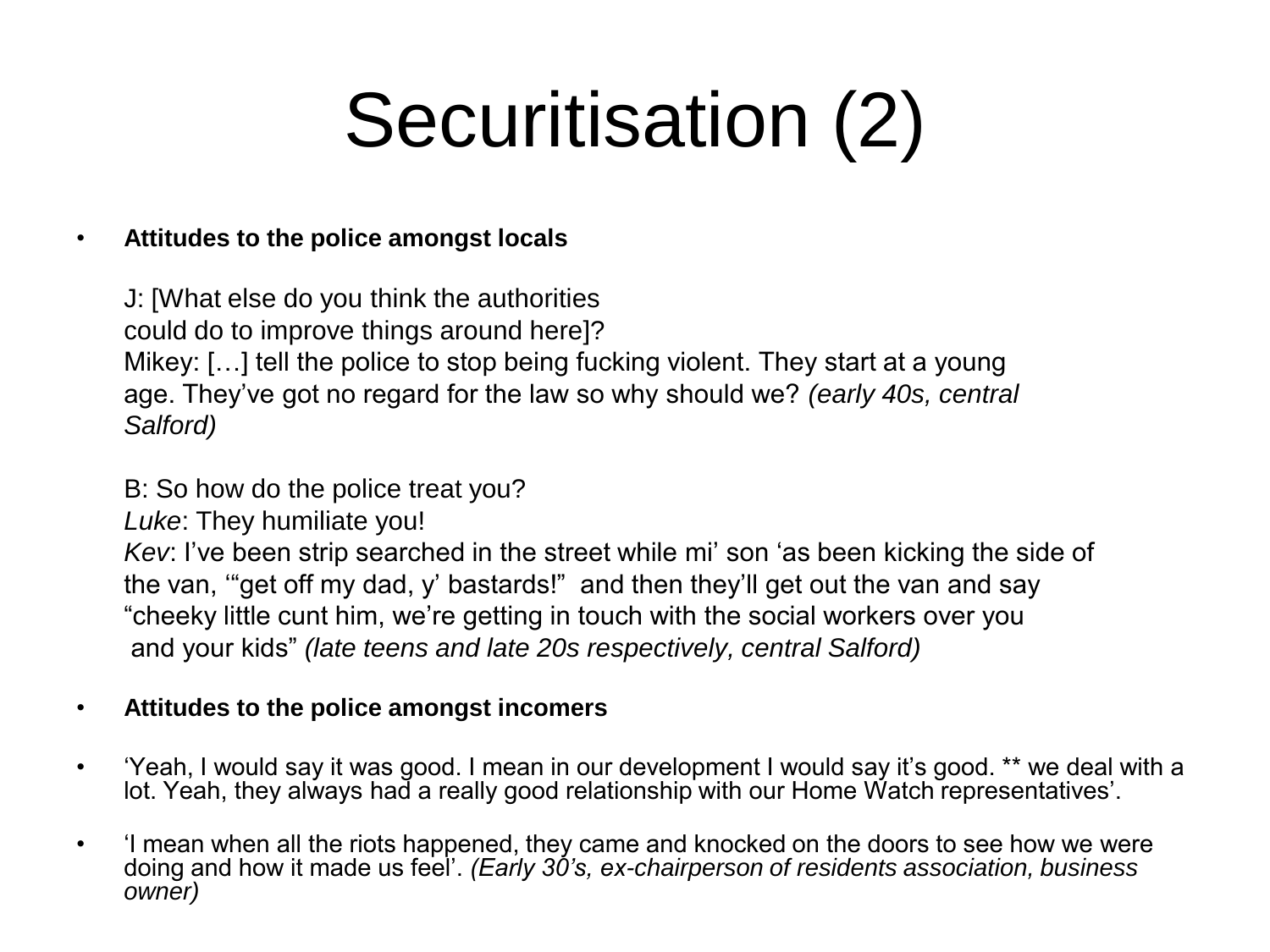# Securitisation (2)

- **Attitudes to the police amongst locals**

  J: [What else do you think the authorities could do to improve things around here]?
  Mikey: […] tell the police to stop being fucking violent. They start at a young age. They've got no regard for the law so why should we? *(early 40s, central Salford)*

  B: So how do the police treat you?
  *Luke*: They humiliate you!
  *Kev*: I've been strip searched in the street while mi' son 'as been kicking the side of the van, '"get off my dad, y' bastards!" and then they'll get out the van and say "cheeky little cunt him, we're getting in touch with the social workers over you and your kids" *(late teens and late 20s respectively, central Salford)*

- **Attitudes to the police amongst incomers**

- 'Yeah, I would say it was good. I mean in our development I would say it's good. ** we deal with a lot. Yeah, they always had a really good relationship with our Home Watch representatives'.

- 'I mean when all the riots happened, they came and knocked on the doors to see how we were doing and how it made us feel'. *(Early 30's, ex-chairperson of residents association, business owner)*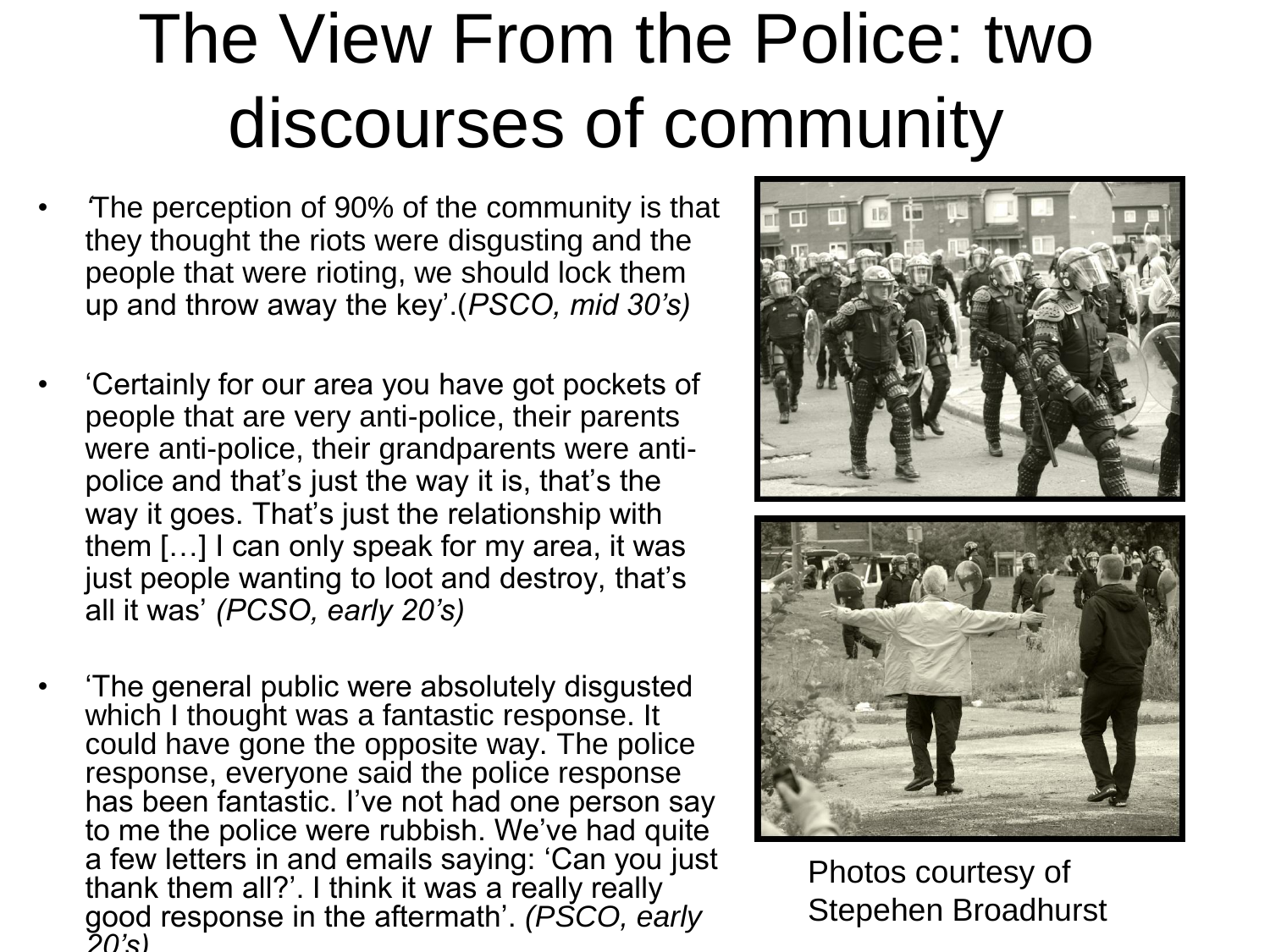# The View From the Police: two discourses of community

- *'*The perception of 90% of the community is that they thought the riots were disgusting and the people that were rioting, we should lock them up and throw away the key'.(*PSCO, mid 30's)*

- 'Certainly for our area you have got pockets of people that are very anti-police, their parents were anti-police, their grandparents were anti-police and that's just the way it is, that's the way it goes. That's just the relationship with them […] I can only speak for my area, it was just people wanting to loot and destroy, that's all it was' *(PCSO, early 20's)*

- 'The general public were absolutely disgusted which I thought was a fantastic response. It could have gone the opposite way. The police response, everyone said the police response has been fantastic. I've not had one person say to me the police were rubbish. We've had quite a few letters in and emails saying: 'Can you just thank them all?'. I think it was a really really good response in the aftermath'. *(PSCO, early 20's)*

Photos courtesy of Stepehen Broadhurst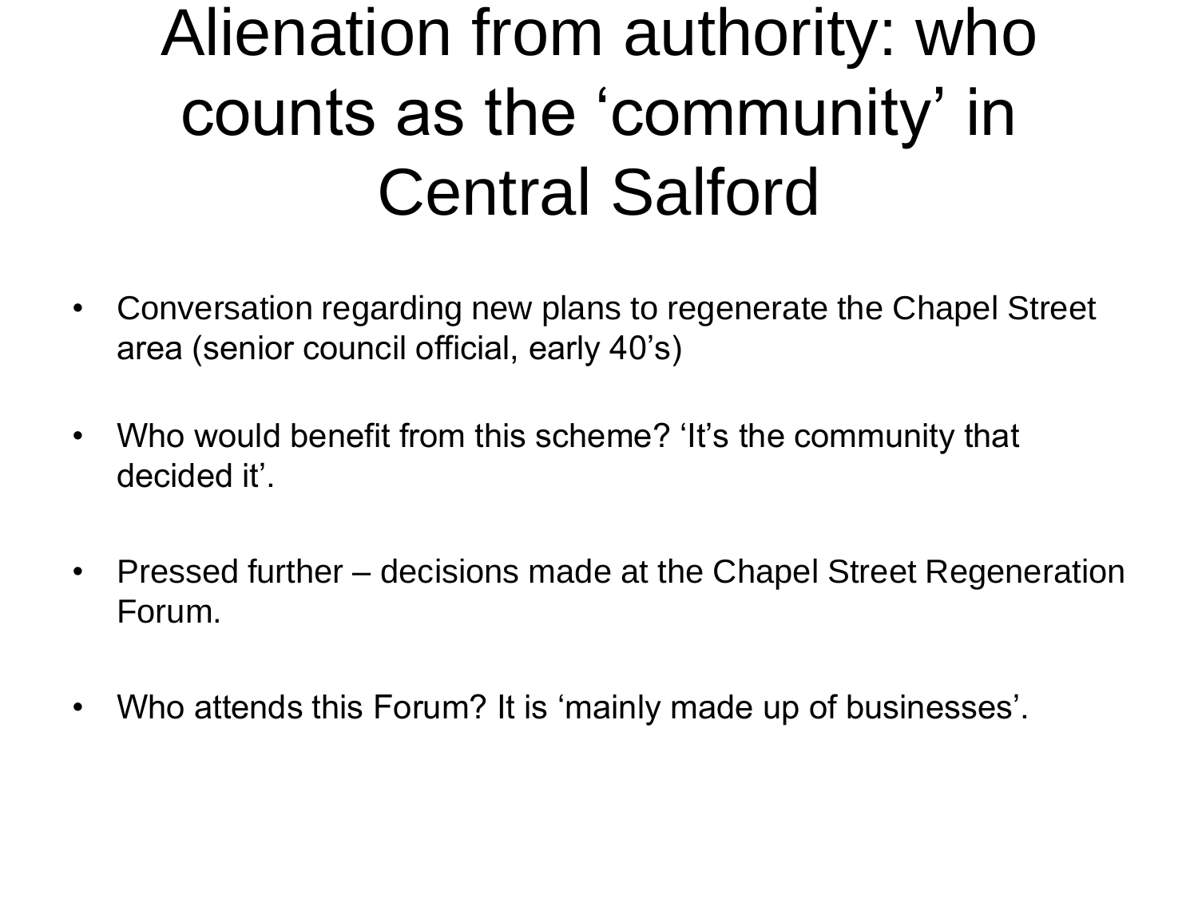# Alienation from authority: who counts as the 'community' in Central Salford

- Conversation regarding new plans to regenerate the Chapel Street area (senior council official, early 40's)
- Who would benefit from this scheme? 'It's the community that decided it'.
- Pressed further – decisions made at the Chapel Street Regeneration Forum.
- Who attends this Forum? It is 'mainly made up of businesses'.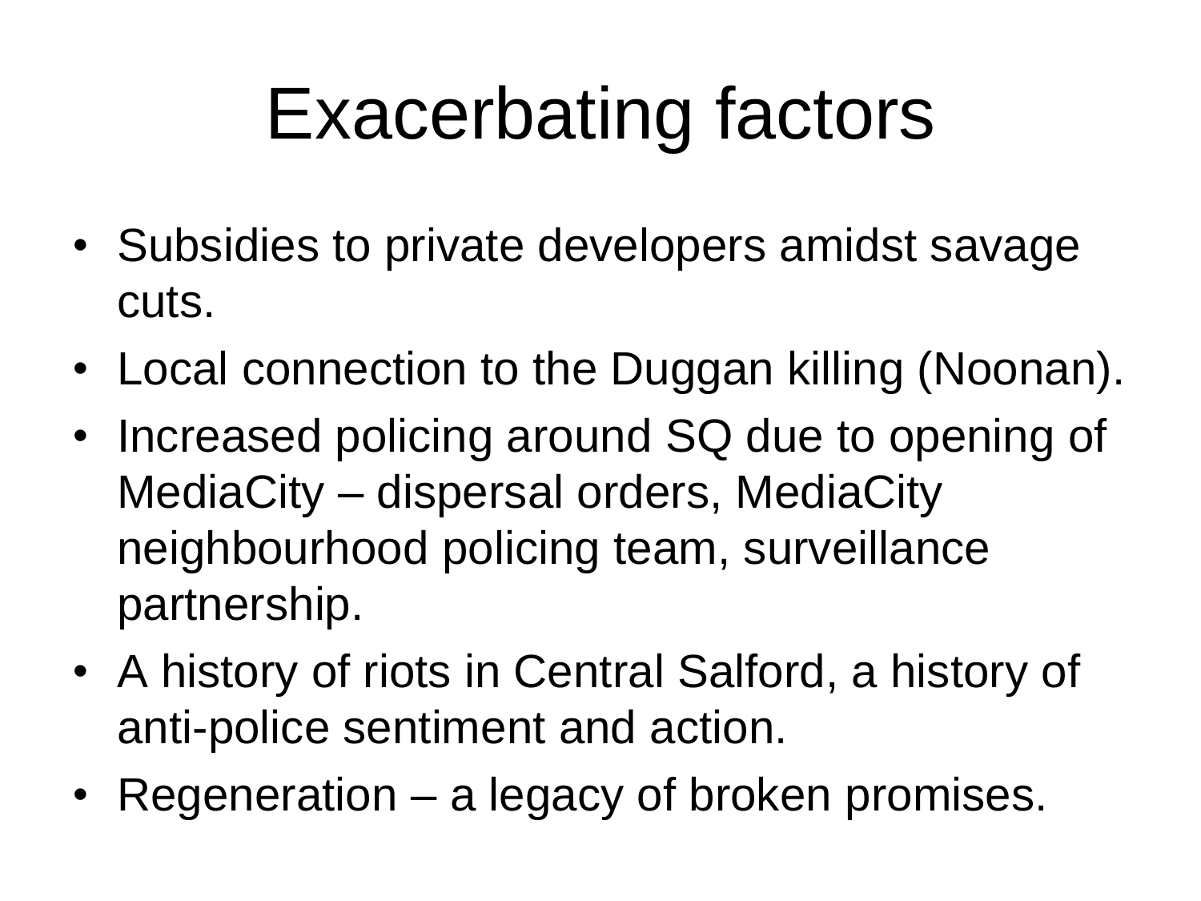# Exacerbating factors

- Subsidies to private developers amidst savage cuts.
- Local connection to the Duggan killing (Noonan).
- Increased policing around SQ due to opening of MediaCity – dispersal orders, MediaCity neighbourhood policing team, surveillance partnership.
- A history of riots in Central Salford, a history of anti-police sentiment and action.
- Regeneration – a legacy of broken promises.